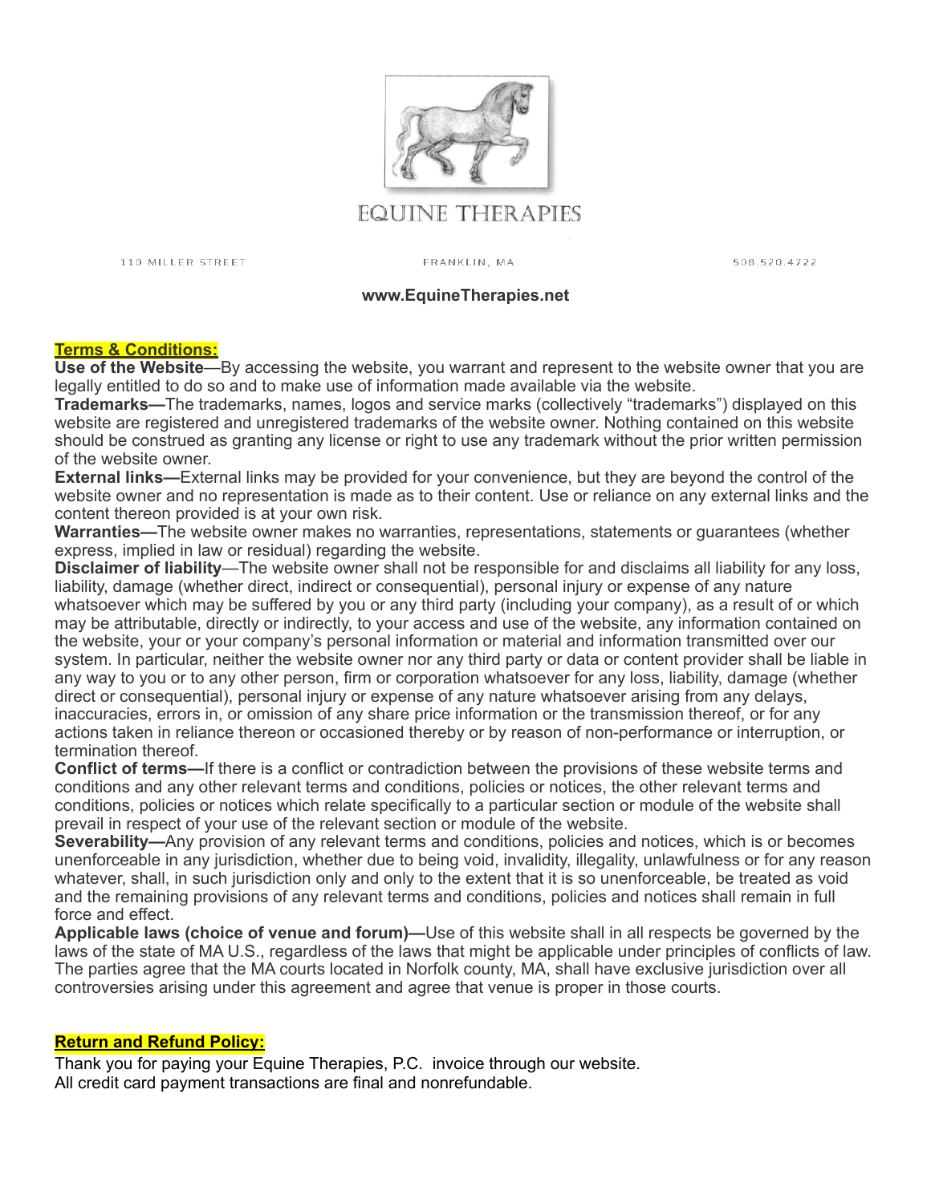# EQUINE THERAPIES

110 MILLER STREET FRANKLIN, MA 508.520.4722

**www.EquineTherapies.net**

## Terms & Conditions:

**Use of the Website**—By accessing the website, you warrant and represent to the website owner that you are legally entitled to do so and to make use of information made available via the website.

**Trademarks—**The trademarks, names, logos and service marks (collectively "trademarks") displayed on this website are registered and unregistered trademarks of the website owner. Nothing contained on this website should be construed as granting any license or right to use any trademark without the prior written permission of the website owner.

**External links—**External links may be provided for your convenience, but they are beyond the control of the website owner and no representation is made as to their content. Use or reliance on any external links and the content thereon provided is at your own risk.

**Warranties—**The website owner makes no warranties, representations, statements or guarantees (whether express, implied in law or residual) regarding the website.

**Disclaimer of liability**—The website owner shall not be responsible for and disclaims all liability for any loss, liability, damage (whether direct, indirect or consequential), personal injury or expense of any nature whatsoever which may be suffered by you or any third party (including your company), as a result of or which may be attributable, directly or indirectly, to your access and use of the website, any information contained on the website, your or your company's personal information or material and information transmitted over our system. In particular, neither the website owner nor any third party or data or content provider shall be liable in any way to you or to any other person, firm or corporation whatsoever for any loss, liability, damage (whether direct or consequential), personal injury or expense of any nature whatsoever arising from any delays, inaccuracies, errors in, or omission of any share price information or the transmission thereof, or for any actions taken in reliance thereon or occasioned thereby or by reason of non-performance or interruption, or termination thereof.

**Conflict of terms—**If there is a conflict or contradiction between the provisions of these website terms and conditions and any other relevant terms and conditions, policies or notices, the other relevant terms and conditions, policies or notices which relate specifically to a particular section or module of the website shall prevail in respect of your use of the relevant section or module of the website.

**Severability—**Any provision of any relevant terms and conditions, policies and notices, which is or becomes unenforceable in any jurisdiction, whether due to being void, invalidity, illegality, unlawfulness or for any reason whatever, shall, in such jurisdiction only and only to the extent that it is so unenforceable, be treated as void and the remaining provisions of any relevant terms and conditions, policies and notices shall remain in full force and effect.

**Applicable laws (choice of venue and forum)—**Use of this website shall in all respects be governed by the laws of the state of MA U.S., regardless of the laws that might be applicable under principles of conflicts of law. The parties agree that the MA courts located in Norfolk county, MA, shall have exclusive jurisdiction over all controversies arising under this agreement and agree that venue is proper in those courts.

## Return and Refund Policy:

Thank you for paying your Equine Therapies, P.C. invoice through our website.
All credit card payment transactions are final and nonrefundable.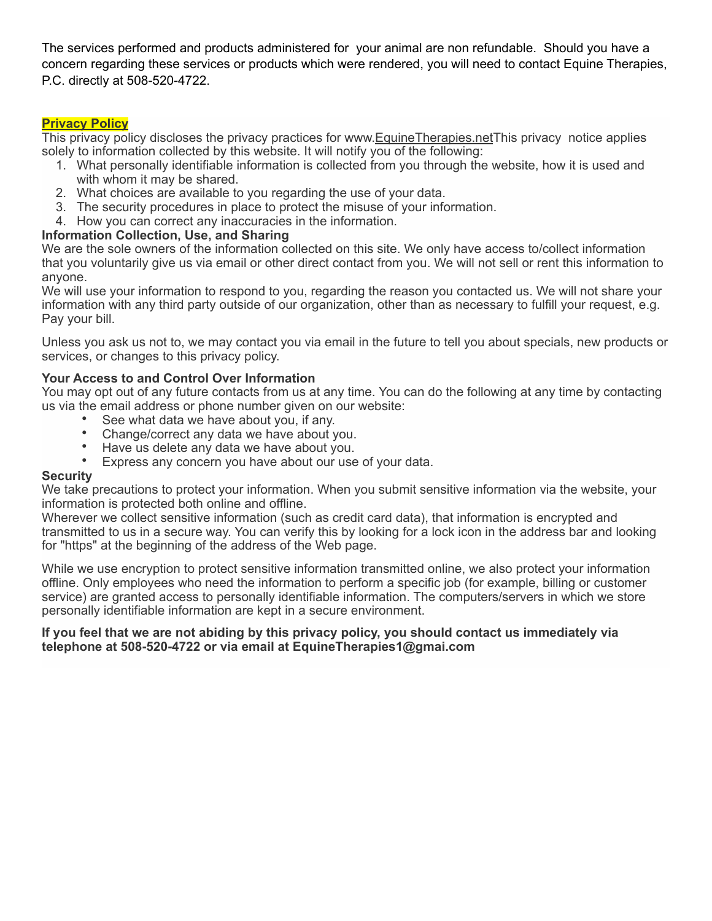The services performed and products administered for your animal are non refundable. Should you have a concern regarding these services or products which were rendered, you will need to contact Equine Therapies, P.C. directly at 508-520-4722.

**Privacy Policy**

This privacy policy discloses the privacy practices for www.EquineTherapies.netThis privacy notice applies solely to information collected by this website. It will notify you of the following:

1. What personally identifiable information is collected from you through the website, how it is used and with whom it may be shared.
2. What choices are available to you regarding the use of your data.
3. The security procedures in place to protect the misuse of your information.
4. How you can correct any inaccuracies in the information.

**Information Collection, Use, and Sharing**

We are the sole owners of the information collected on this site. We only have access to/collect information that you voluntarily give us via email or other direct contact from you. We will not sell or rent this information to anyone.

We will use your information to respond to you, regarding the reason you contacted us. We will not share your information with any third party outside of our organization, other than as necessary to fulfill your request, e.g. Pay your bill.

Unless you ask us not to, we may contact you via email in the future to tell you about specials, new products or services, or changes to this privacy policy.

**Your Access to and Control Over Information**

You may opt out of any future contacts from us at any time. You can do the following at any time by contacting us via the email address or phone number given on our website:

- See what data we have about you, if any.
- Change/correct any data we have about you.
- Have us delete any data we have about you.
- Express any concern you have about our use of your data.

**Security**

We take precautions to protect your information. When you submit sensitive information via the website, your information is protected both online and offline.

Wherever we collect sensitive information (such as credit card data), that information is encrypted and transmitted to us in a secure way. You can verify this by looking for a lock icon in the address bar and looking for "https" at the beginning of the address of the Web page.

While we use encryption to protect sensitive information transmitted online, we also protect your information offline. Only employees who need the information to perform a specific job (for example, billing or customer service) are granted access to personally identifiable information. The computers/servers in which we store personally identifiable information are kept in a secure environment.

**If you feel that we are not abiding by this privacy policy, you should contact us immediately via telephone at 508-520-4722 or via email at EquineTherapies1@gmai.com**